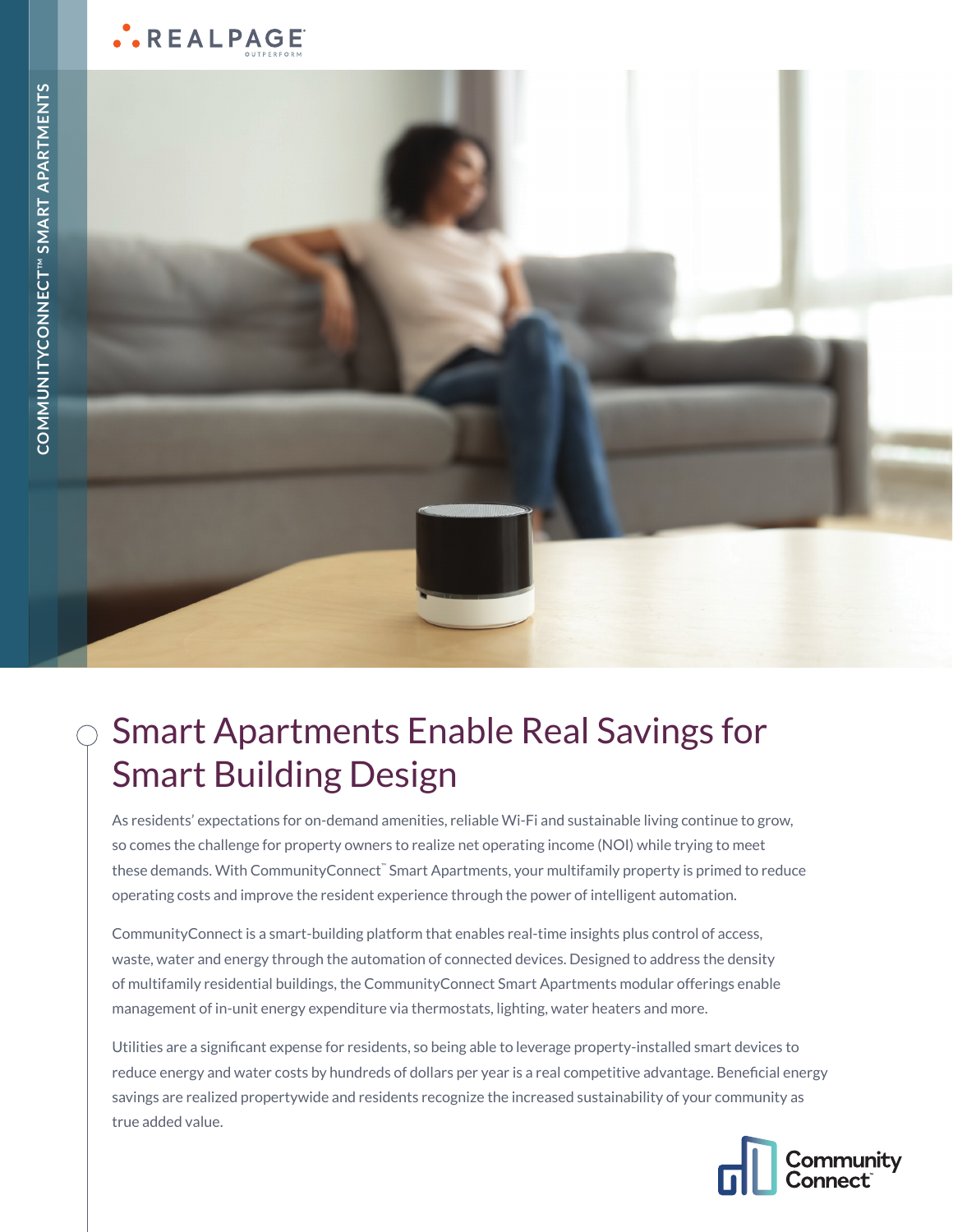COMMUNITYCONNECT™ SMART APARTMENTS

# Smart Apartments Enable Real Savings for Smart Building Design

As residents' expectations for on-demand amenities, reliable Wi-Fi and sustainable living continue to grow, so comes the challenge for property owners to realize net operating income (NOI) while trying to meet these demands. With CommunityConnect™ Smart Apartments, your multifamily property is primed to reduce operating costs and improve the resident experience through the power of intelligent automation.

CommunityConnect is a smart-building platform that enables real-time insights plus control of access, waste, water and energy through the automation of connected devices. Designed to address the density of multifamily residential buildings, the CommunityConnect Smart Apartments modular offerings enable management of in-unit energy expenditure via thermostats, lighting, water heaters and more.

Utilities are a significant expense for residents, so being able to leverage property-installed smart devices to reduce energy and water costs by hundreds of dollars per year is a real competitive advantage. Beneficial energy savings are realized propertywide and residents recognize the increased sustainability of your community as true added value.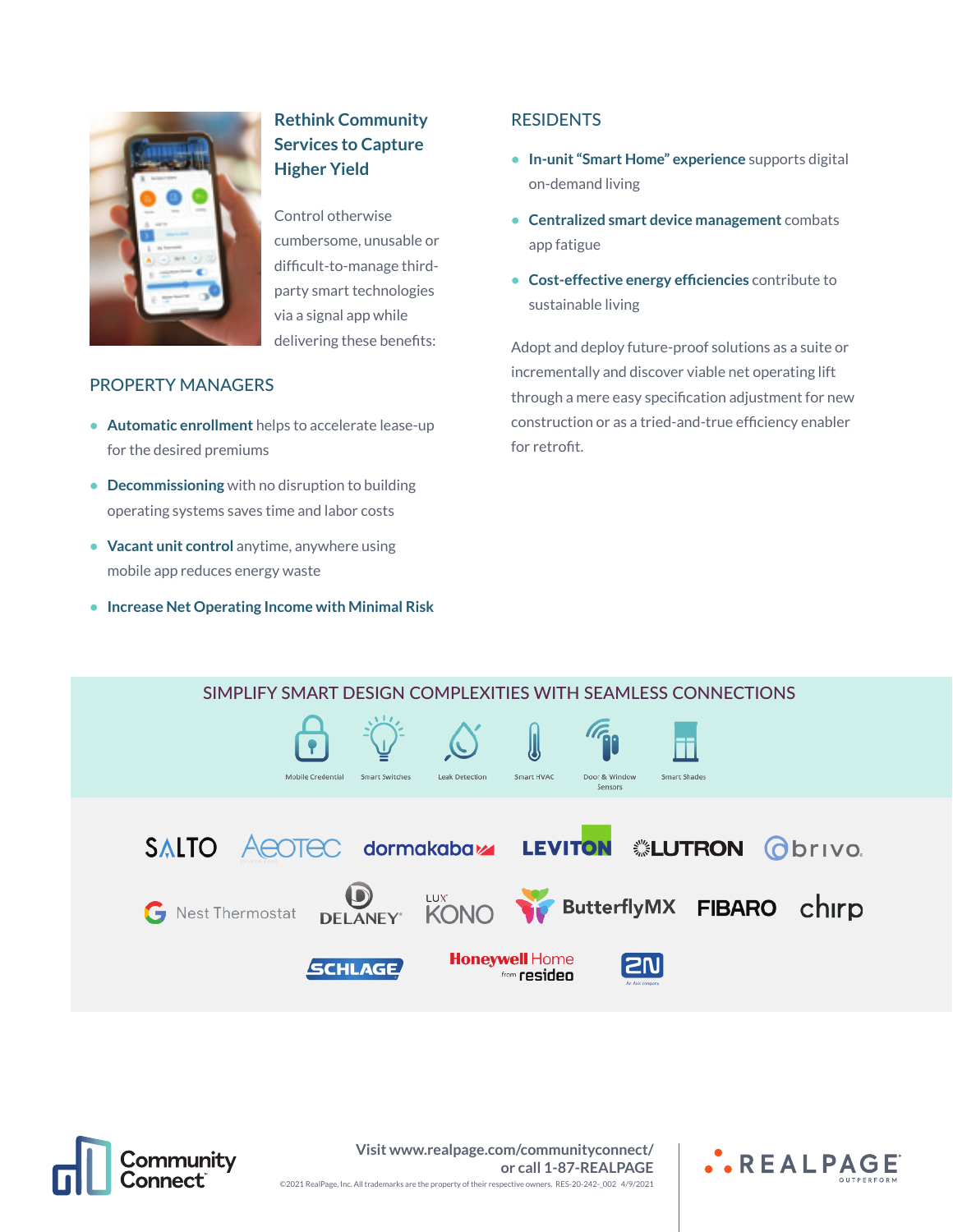## Rethink Community Services to Capture Higher Yield

Control otherwise cumbersome, unusable or difficult-to-manage third-party smart technologies via a signal app while delivering these benefits:

### PROPERTY MANAGERS

- **Automatic enrollment** helps to accelerate lease-up for the desired premiums
- **Decommissioning** with no disruption to building operating systems saves time and labor costs
- **Vacant unit control** anytime, anywhere using mobile app reduces energy waste
- **Increase Net Operating Income with Minimal Risk**

### RESIDENTS

- **In-unit "Smart Home" experience** supports digital on-demand living
- **Centralized smart device management** combats app fatigue
- **Cost-effective energy efficiencies** contribute to sustainable living

Adopt and deploy future-proof solutions as a suite or incrementally and discover viable net operating lift through a mere easy specification adjustment for new construction or as a tried-and-true efficiency enabler for retrofit.

### SIMPLIFY SMART DESIGN COMPLEXITIES WITH SEAMLESS CONNECTIONS

Mobile Credential · Smart Switches · Leak Detection · Smart HVAC · Door & Window Sensors · Smart Shades

SALTO · Aeotec · dormakaba · LEVITON · LUTRON · brivo · Nest Thermostat · DELANEY · LUX KONO · ButterflyMX · FIBARO · chirp · SCHLAGE · Honeywell Home from resideo · 2N

Community Connect

Visit www.realpage.com/communityconnect/
or call 1-87-REALPAGE

©2021 RealPage, Inc. All trademarks are the property of their respective owners. RES-20-242-_002 4/9/2021

REALPAGE OUTPERFORM